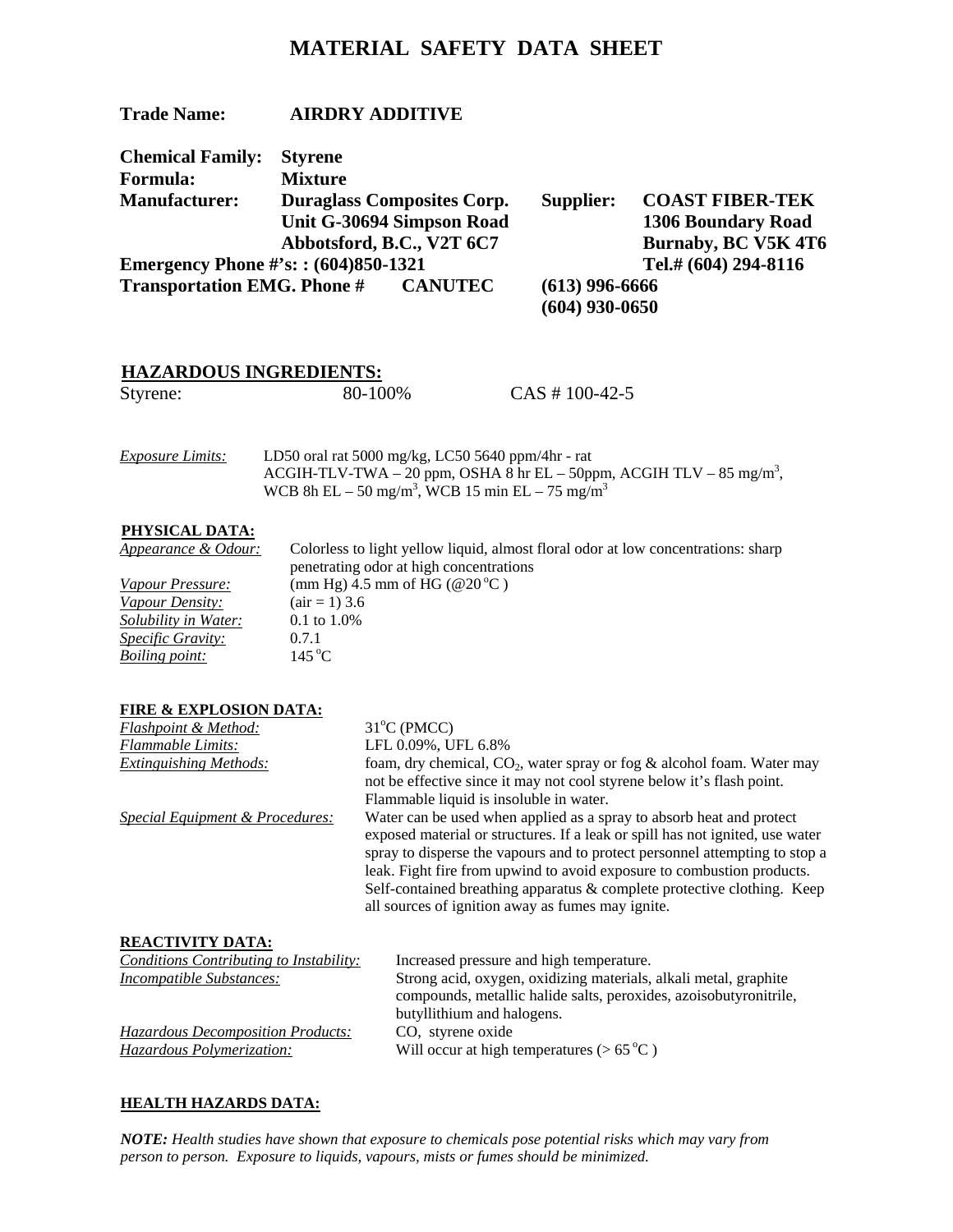# MATERIAL SAFETY DATA SHEET

**Trade Name:** **AIRDRY ADDITIVE**

**Chemical Family:** **Styrene**
**Formula:** **Mixture**
**Manufacturer:** **Duraglass Composites Corp.**
**Unit G-30694 Simpson Road**
**Abbotsford, B.C., V2T 6C7**

**Supplier:** **COAST FIBER-TEK**
**1306 Boundary Road**
**Burnaby, BC V5K 4T6**
**Tel.# (604) 294-8116**

**Emergency Phone #'s: : (604)850-1321**
**Transportation EMG. Phone #** **CANUTEC** **(613) 996-6666**
**(604) 930-0650**

## HAZARDOUS INGREDIENTS:

| Styrene: | 80-100% | CAS # 100-42-5 |
|---|---|---|

*Exposure Limits:* LD50 oral rat 5000 mg/kg, LC50 5640 ppm/4hr - rat
ACGIH-TLV-TWA – 20 ppm, OSHA 8 hr EL – 50ppm, ACGIH TLV – 85 $mg/m^3$,
WCB 8h EL – 50 $mg/m^3$, WCB 15 min EL – 75 $mg/m^3$

## PHYSICAL DATA:

*Appearance & Odour:* Colorless to light yellow liquid, almost floral odor at low concentrations: sharp penetrating odor at high concentrations
*Vapour Pressure:* (mm Hg) 4.5 mm of HG (@20 °C )
*Vapour Density:* (air = 1) 3.6
*Solubility in Water:* 0.1 to 1.0%
*Specific Gravity:* 0.7.1
*Boiling point:* 145 °C

## FIRE & EXPLOSION DATA:

*Flashpoint & Method:* 31°C (PMCC)
*Flammable Limits:* LFL 0.09%, UFL 6.8%
*Extinguishing Methods:* foam, dry chemical, $CO_2$, water spray or fog & alcohol foam. Water may not be effective since it may not cool styrene below it's flash point. Flammable liquid is insoluble in water.
*Special Equipment & Procedures:* Water can be used when applied as a spray to absorb heat and protect exposed material or structures. If a leak or spill has not ignited, use water spray to disperse the vapours and to protect personnel attempting to stop a leak. Fight fire from upwind to avoid exposure to combustion products. Self-contained breathing apparatus & complete protective clothing. Keep all sources of ignition away as fumes may ignite.

## REACTIVITY DATA:

*Conditions Contributing to Instability:* Increased pressure and high temperature.
*Incompatible Substances:* Strong acid, oxygen, oxidizing materials, alkali metal, graphite compounds, metallic halide salts, peroxides, azoisobutyronitrile, butyllithium and halogens.
*Hazardous Decomposition Products:* CO, styrene oxide
*Hazardous Polymerization:* Will occur at high temperatures (> 65 °C )

## HEALTH HAZARDS DATA:

***NOTE:*** *Health studies have shown that exposure to chemicals pose potential risks which may vary from person to person. Exposure to liquids, vapours, mists or fumes should be minimized.*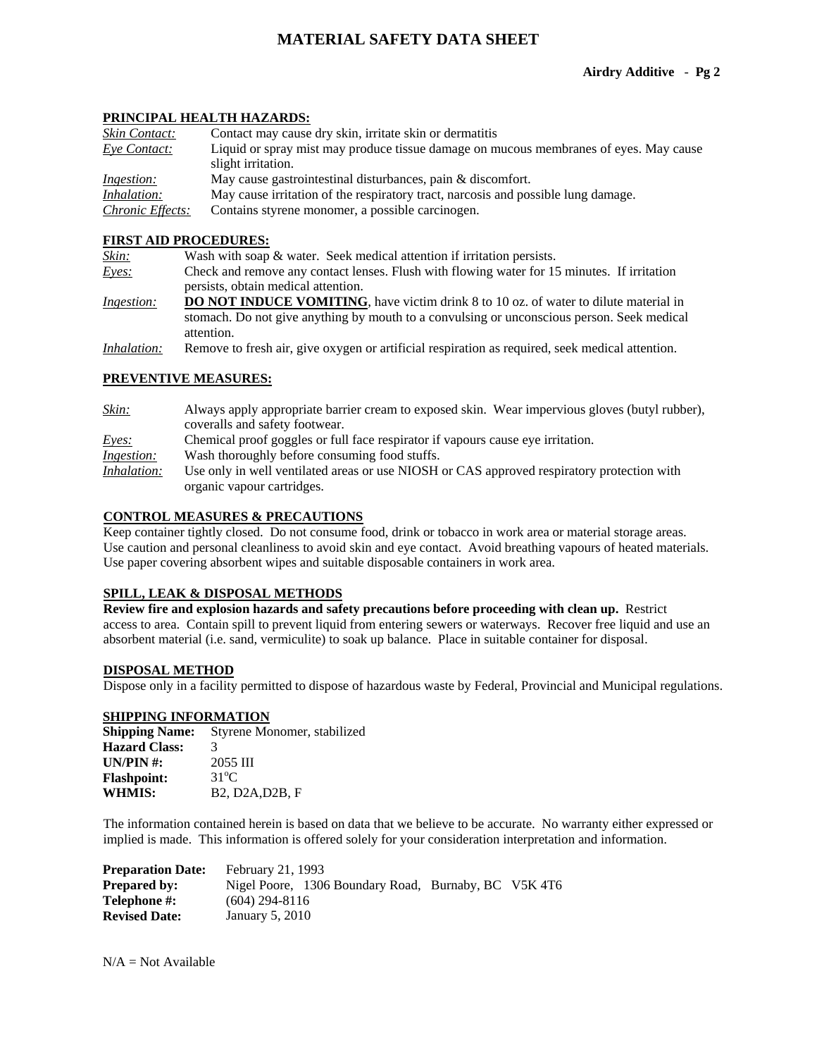# MATERIAL SAFETY DATA SHEET

**Airdry Additive - Pg 2**

## PRINCIPAL HEALTH HAZARDS:

| | |
|---|---|
| *Skin Contact:* | Contact may cause dry skin, irritate skin or dermatitis |
| *Eye Contact:* | Liquid or spray mist may produce tissue damage on mucous membranes of eyes. May cause slight irritation. |
| *Ingestion:* | May cause gastrointestinal disturbances, pain & discomfort. |
| *Inhalation:* | May cause irritation of the respiratory tract, narcosis and possible lung damage. |
| *Chronic Effects:* | Contains styrene monomer, a possible carcinogen. |

## FIRST AID PROCEDURES:

| | |
|---|---|
| *Skin:* | Wash with soap & water. Seek medical attention if irritation persists. |
| *Eyes:* | Check and remove any contact lenses. Flush with flowing water for 15 minutes. If irritation persists, obtain medical attention. |
| *Ingestion:* | **DO NOT INDUCE VOMITING**, have victim drink 8 to 10 oz. of water to dilute material in stomach. Do not give anything by mouth to a convulsing or unconscious person. Seek medical attention. |
| *Inhalation:* | Remove to fresh air, give oxygen or artificial respiration as required, seek medical attention. |

## PREVENTIVE MEASURES:

| | |
|---|---|
| *Skin:* | Always apply appropriate barrier cream to exposed skin. Wear impervious gloves (butyl rubber), coveralls and safety footwear. |
| *Eyes:* | Chemical proof goggles or full face respirator if vapours cause eye irritation. |
| *Ingestion:* | Wash thoroughly before consuming food stuffs. |
| *Inhalation:* | Use only in well ventilated areas or use NIOSH or CAS approved respiratory protection with organic vapour cartridges. |

## CONTROL MEASURES & PRECAUTIONS

Keep container tightly closed. Do not consume food, drink or tobacco in work area or material storage areas. Use caution and personal cleanliness to avoid skin and eye contact. Avoid breathing vapours of heated materials. Use paper covering absorbent wipes and suitable disposable containers in work area.

## SPILL, LEAK & DISPOSAL METHODS

**Review fire and explosion hazards and safety precautions before proceeding with clean up.** Restrict access to area. Contain spill to prevent liquid from entering sewers or waterways. Recover free liquid and use an absorbent material (i.e. sand, vermiculite) to soak up balance. Place in suitable container for disposal.

## DISPOSAL METHOD

Dispose only in a facility permitted to dispose of hazardous waste by Federal, Provincial and Municipal regulations.

## SHIPPING INFORMATION

| | |
|---|---|
| **Shipping Name:** | Styrene Monomer, stabilized |
| **Hazard Class:** | 3 |
| **UN/PIN #:** | 2055 III |
| **Flashpoint:** | 31°C |
| **WHMIS:** | B2, D2A,D2B, F |

The information contained herein is based on data that we believe to be accurate. No warranty either expressed or implied is made. This information is offered solely for your consideration interpretation and information.

| | |
|---|---|
| **Preparation Date:** | February 21, 1993 |
| **Prepared by:** | Nigel Poore, 1306 Boundary Road, Burnaby, BC V5K 4T6 |
| **Telephone #:** | (604) 294-8116 |
| **Revised Date:** | January 5, 2010 |

N/A = Not Available